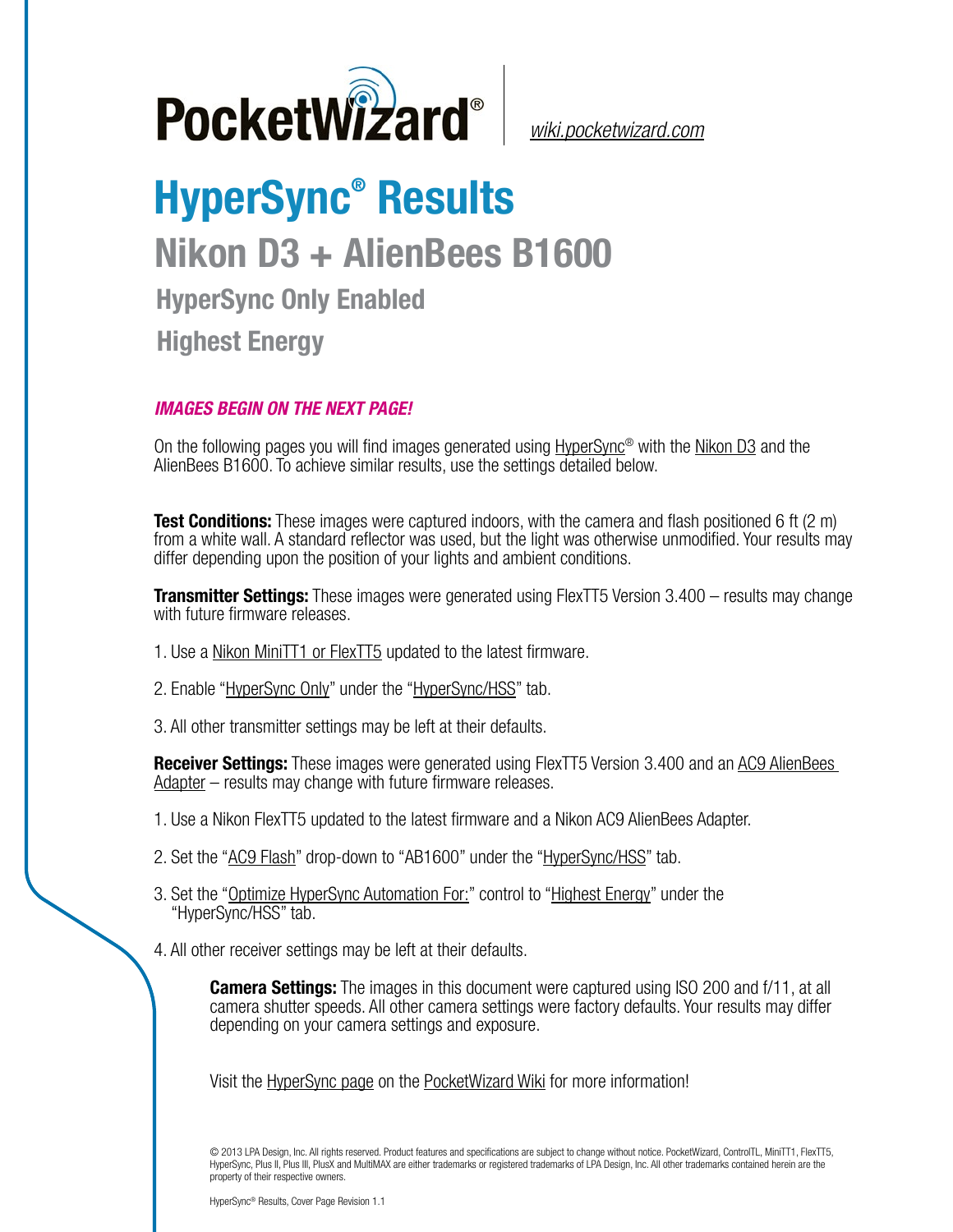PocketWizard® | wiki.pocketwizard.com

# HyperSync® Results

## Nikon D3 + AlienBees B1600

### HyperSync Only Enabled

### Highest Energy

***IMAGES BEGIN ON THE NEXT PAGE!***

On the following pages you will find images generated using HyperSync® with the Nikon D3 and the AlienBees B1600. To achieve similar results, use the settings detailed below.

**Test Conditions:** These images were captured indoors, with the camera and flash positioned 6 ft (2 m) from a white wall. A standard reflector was used, but the light was otherwise unmodified. Your results may differ depending upon the position of your lights and ambient conditions.

**Transmitter Settings:** These images were generated using FlexTT5 Version 3.400 – results may change with future firmware releases.

1. Use a Nikon MiniTT1 or FlexTT5 updated to the latest firmware.
2. Enable “HyperSync Only” under the “HyperSync/HSS” tab.
3. All other transmitter settings may be left at their defaults.

**Receiver Settings:** These images were generated using FlexTT5 Version 3.400 and an AC9 AlienBees Adapter – results may change with future firmware releases.

1. Use a Nikon FlexTT5 updated to the latest firmware and a Nikon AC9 AlienBees Adapter.
2. Set the “AC9 Flash” drop-down to “AB1600” under the “HyperSync/HSS” tab.
3. Set the “Optimize HyperSync Automation For:” control to “Highest Energy” under the “HyperSync/HSS” tab.
4. All other receiver settings may be left at their defaults.

**Camera Settings:** The images in this document were captured using ISO 200 and f/11, at all camera shutter speeds. All other camera settings were factory defaults. Your results may differ depending on your camera settings and exposure.

Visit the HyperSync page on the PocketWizard Wiki for more information!

© 2013 LPA Design, Inc. All rights reserved. Product features and specifications are subject to change without notice. PocketWizard, ControlTL, MiniTT1, FlexTT5, HyperSync, Plus II, Plus III, PlusX and MultiMAX are either trademarks or registered trademarks of LPA Design, Inc. All other trademarks contained herein are the property of their respective owners.

HyperSync® Results, Cover Page Revision 1.1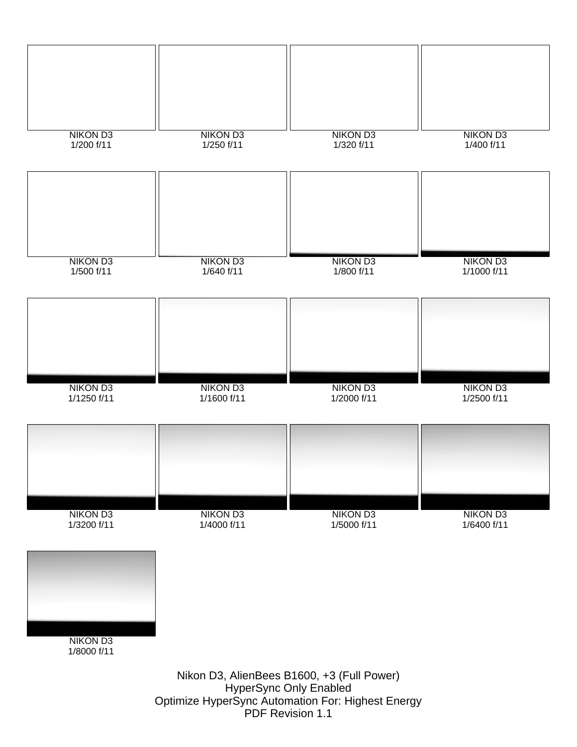NIKON D3
1/200 f/11

NIKON D3
1/250 f/11

NIKON D3
1/320 f/11

NIKON D3
1/400 f/11

NIKON D3
1/500 f/11

NIKON D3
1/640 f/11

NIKON D3
1/800 f/11

NIKON D3
1/1000 f/11

NIKON D3
1/1250 f/11

NIKON D3
1/1600 f/11

NIKON D3
1/2000 f/11

NIKON D3
1/2500 f/11

NIKON D3
1/3200 f/11

NIKON D3
1/4000 f/11

NIKON D3
1/5000 f/11

NIKON D3
1/6400 f/11

NIKON D3
1/8000 f/11

Nikon D3, AlienBees B1600, +3 (Full Power)
HyperSync Only Enabled
Optimize HyperSync Automation For: Highest Energy
PDF Revision 1.1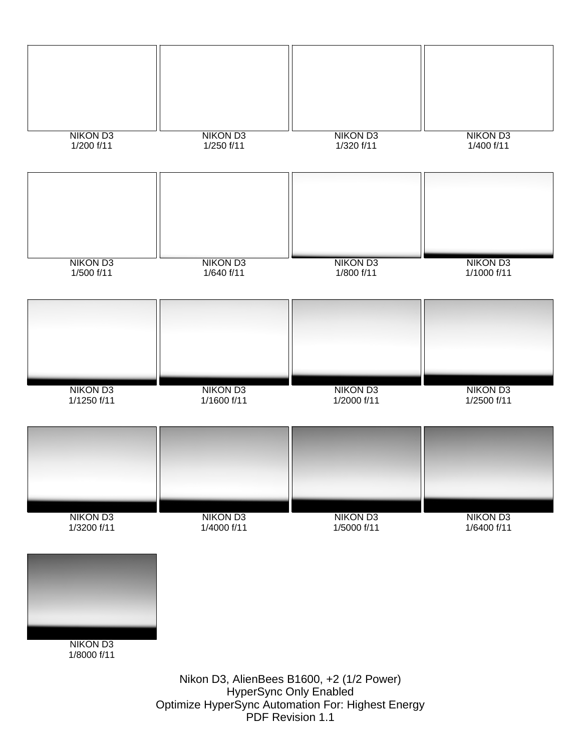NIKON D3
1/200 f/11

NIKON D3
1/250 f/11

NIKON D3
1/320 f/11

NIKON D3
1/400 f/11

NIKON D3
1/500 f/11

NIKON D3
1/640 f/11

NIKON D3
1/800 f/11

NIKON D3
1/1000 f/11

NIKON D3
1/1250 f/11

NIKON D3
1/1600 f/11

NIKON D3
1/2000 f/11

NIKON D3
1/2500 f/11

NIKON D3
1/3200 f/11

NIKON D3
1/4000 f/11

NIKON D3
1/5000 f/11

NIKON D3
1/6400 f/11

NIKON D3
1/8000 f/11

Nikon D3, AlienBees B1600, +2 (1/2 Power)
HyperSync Only Enabled
Optimize HyperSync Automation For: Highest Energy
PDF Revision 1.1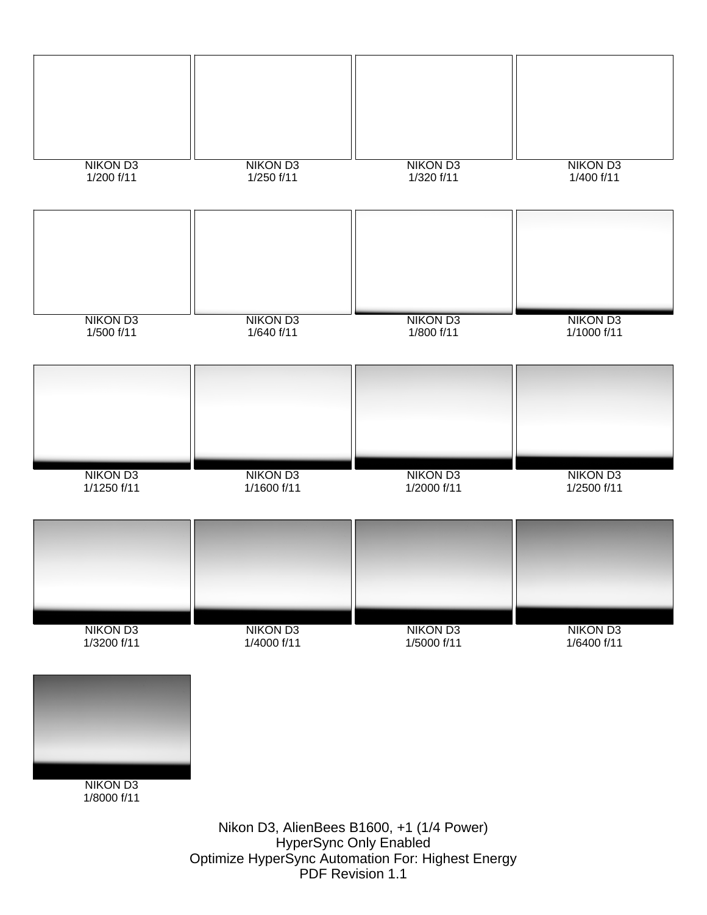NIKON D3
1/200 f/11

NIKON D3
1/250 f/11

NIKON D3
1/320 f/11

NIKON D3
1/400 f/11

NIKON D3
1/500 f/11

NIKON D3
1/640 f/11

NIKON D3
1/800 f/11

NIKON D3
1/1000 f/11

NIKON D3
1/1250 f/11

NIKON D3
1/1600 f/11

NIKON D3
1/2000 f/11

NIKON D3
1/2500 f/11

NIKON D3
1/3200 f/11

NIKON D3
1/4000 f/11

NIKON D3
1/5000 f/11

NIKON D3
1/6400 f/11

NIKON D3
1/8000 f/11

Nikon D3, AlienBees B1600, +1 (1/4 Power)
HyperSync Only Enabled
Optimize HyperSync Automation For: Highest Energy
PDF Revision 1.1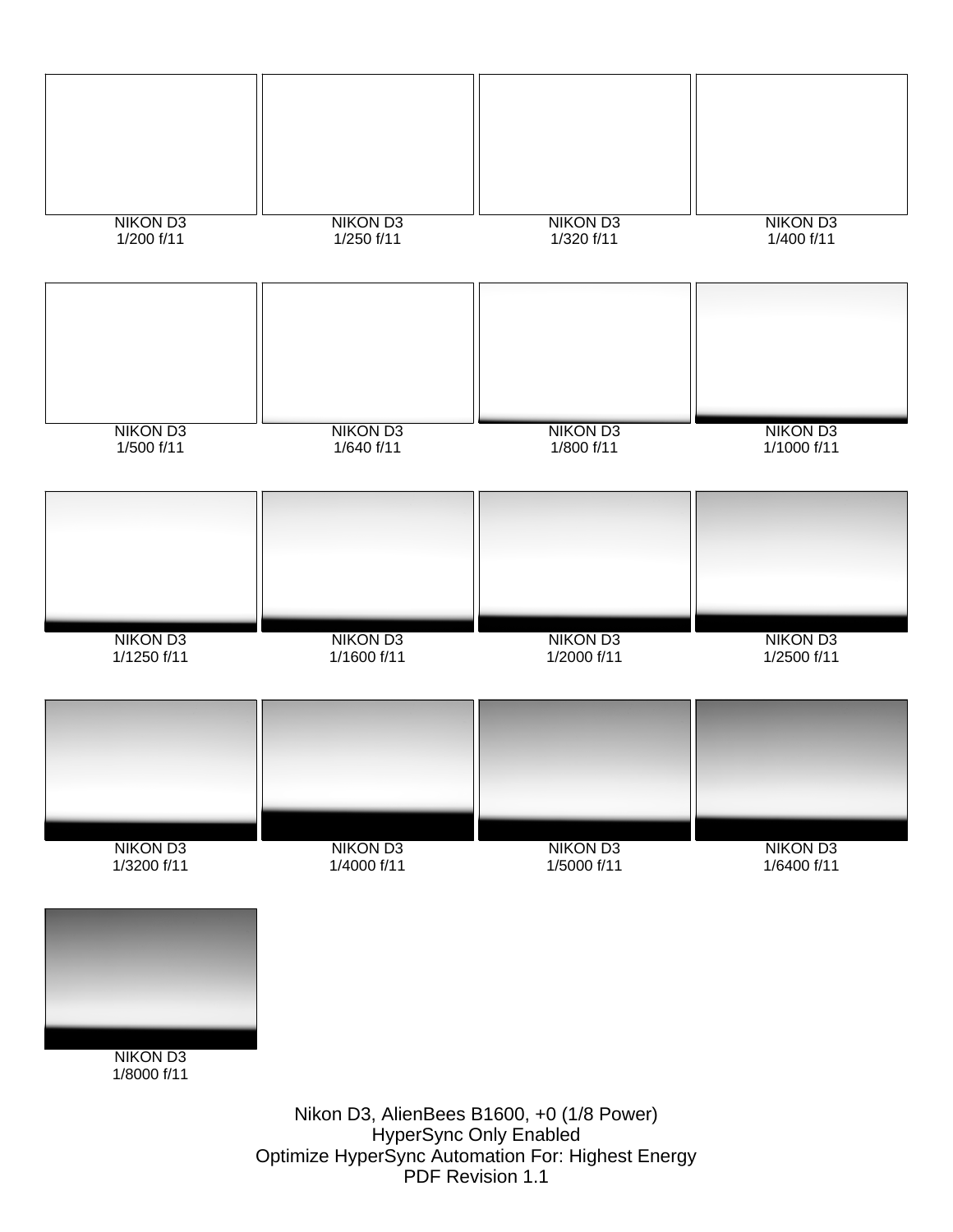NIKON D3
1/200 f/11

NIKON D3
1/250 f/11

NIKON D3
1/320 f/11

NIKON D3
1/400 f/11

NIKON D3
1/500 f/11

NIKON D3
1/640 f/11

NIKON D3
1/800 f/11

NIKON D3
1/1000 f/11

NIKON D3
1/1250 f/11

NIKON D3
1/1600 f/11

NIKON D3
1/2000 f/11

NIKON D3
1/2500 f/11

NIKON D3
1/3200 f/11

NIKON D3
1/4000 f/11

NIKON D3
1/5000 f/11

NIKON D3
1/6400 f/11

NIKON D3
1/8000 f/11

Nikon D3, AlienBees B1600, +0 (1/8 Power)
HyperSync Only Enabled
Optimize HyperSync Automation For: Highest Energy
PDF Revision 1.1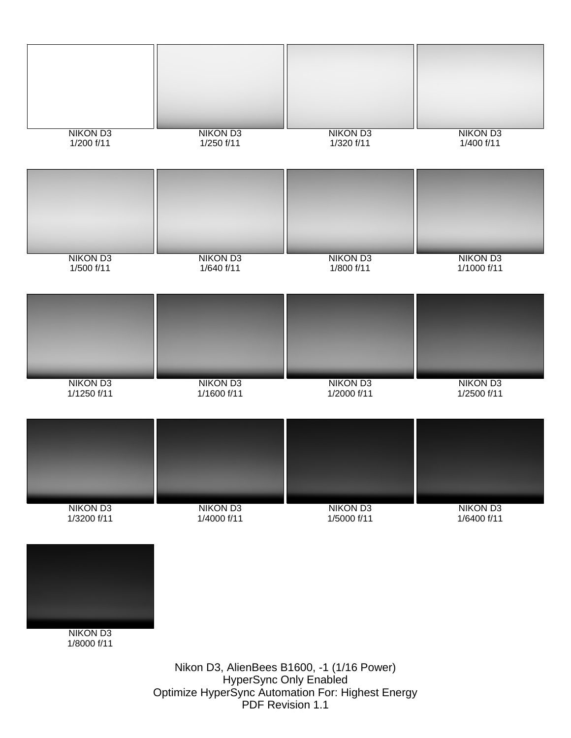| NIKON D3 1/200 f/11 | NIKON D3 1/250 f/11 | NIKON D3 1/320 f/11 | NIKON D3 1/400 f/11 |
| --- | --- | --- | --- |
| NIKON D3 1/500 f/11 | NIKON D3 1/640 f/11 | NIKON D3 1/800 f/11 | NIKON D3 1/1000 f/11 |
| NIKON D3 1/1250 f/11 | NIKON D3 1/1600 f/11 | NIKON D3 1/2000 f/11 | NIKON D3 1/2500 f/11 |
| NIKON D3 1/3200 f/11 | NIKON D3 1/4000 f/11 | NIKON D3 1/5000 f/11 | NIKON D3 1/6400 f/11 |
| NIKON D3 1/8000 f/11 | | | |

Nikon D3, AlienBees B1600, -1 (1/16 Power)
HyperSync Only Enabled
Optimize HyperSync Automation For: Highest Energy
PDF Revision 1.1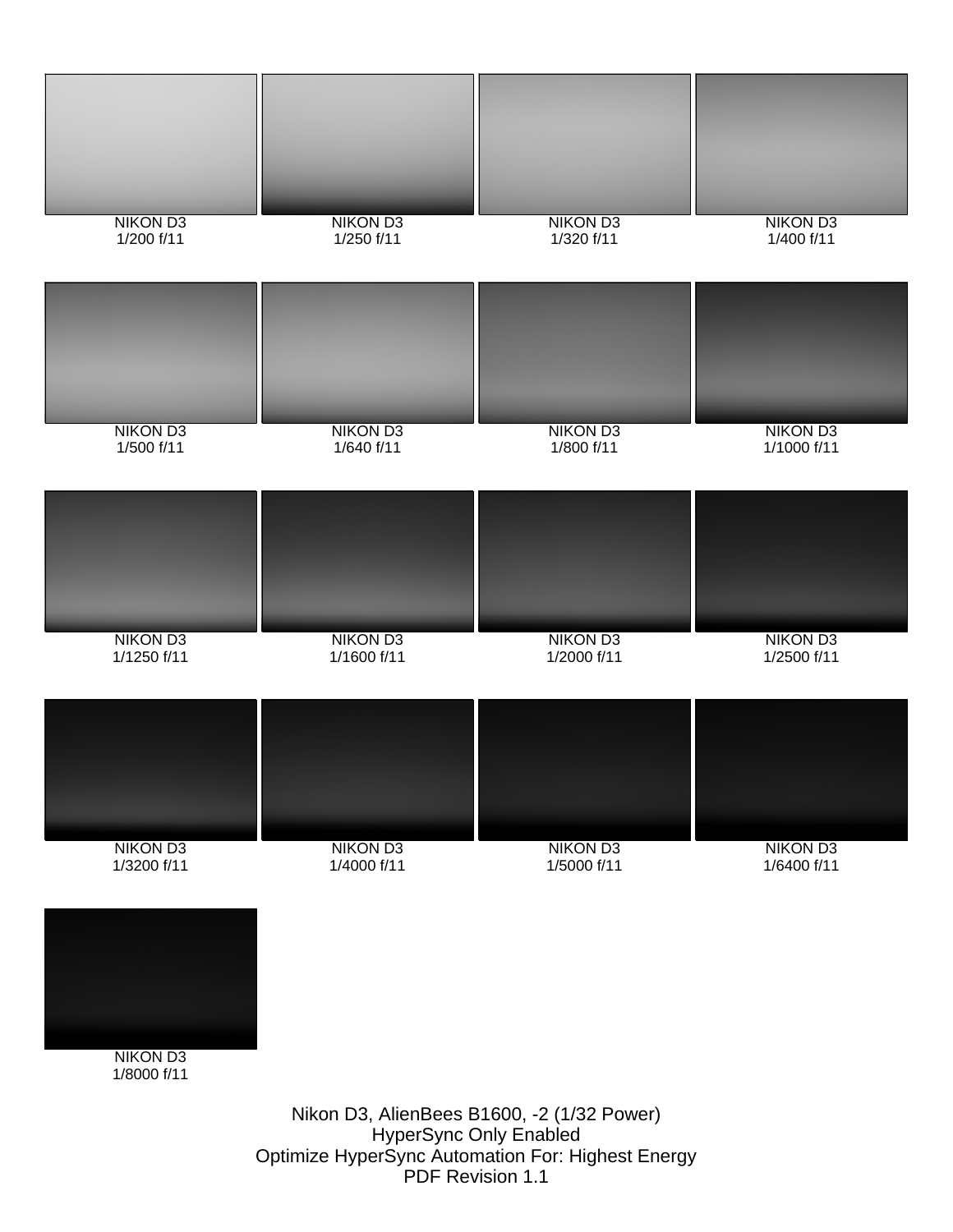NIKON D3
1/200 f/11

NIKON D3
1/250 f/11

NIKON D3
1/320 f/11

NIKON D3
1/400 f/11

NIKON D3
1/500 f/11

NIKON D3
1/640 f/11

NIKON D3
1/800 f/11

NIKON D3
1/1000 f/11

NIKON D3
1/1250 f/11

NIKON D3
1/1600 f/11

NIKON D3
1/2000 f/11

NIKON D3
1/2500 f/11

NIKON D3
1/3200 f/11

NIKON D3
1/4000 f/11

NIKON D3
1/5000 f/11

NIKON D3
1/6400 f/11

NIKON D3
1/8000 f/11

Nikon D3, AlienBees B1600, -2 (1/32 Power)
HyperSync Only Enabled
Optimize HyperSync Automation For: Highest Energy
PDF Revision 1.1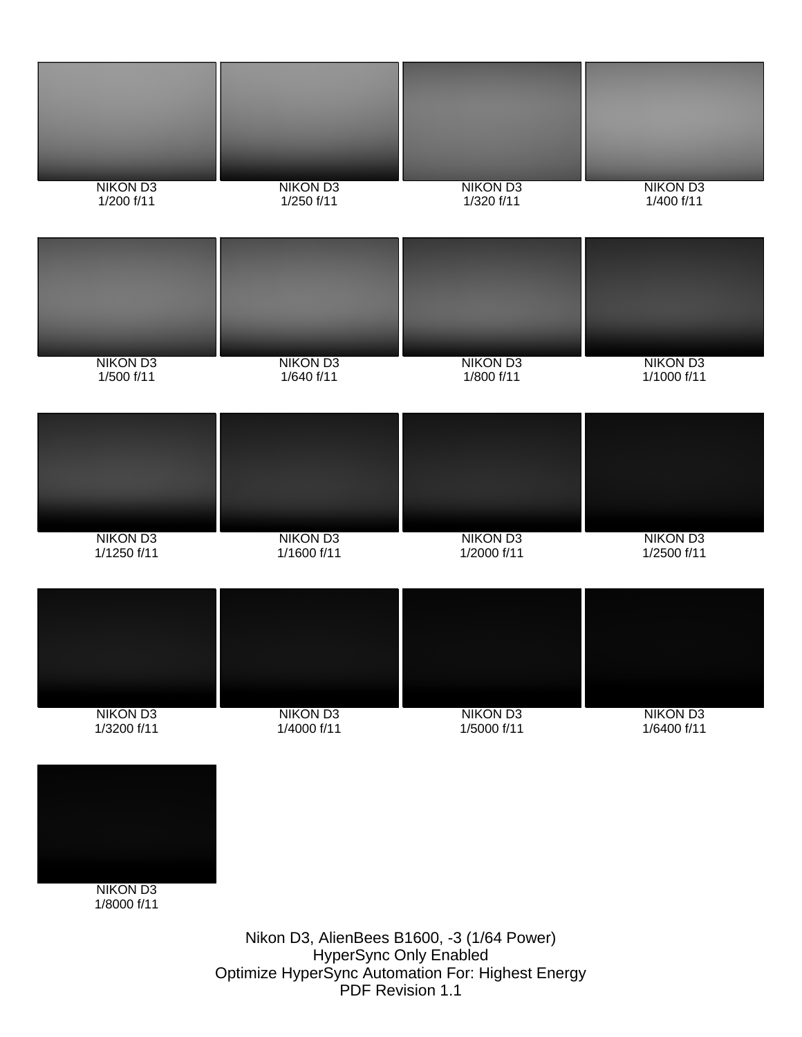NIKON D3
1/200 f/11

NIKON D3
1/250 f/11

NIKON D3
1/320 f/11

NIKON D3
1/400 f/11

NIKON D3
1/500 f/11

NIKON D3
1/640 f/11

NIKON D3
1/800 f/11

NIKON D3
1/1000 f/11

NIKON D3
1/1250 f/11

NIKON D3
1/1600 f/11

NIKON D3
1/2000 f/11

NIKON D3
1/2500 f/11

NIKON D3
1/3200 f/11

NIKON D3
1/4000 f/11

NIKON D3
1/5000 f/11

NIKON D3
1/6400 f/11

NIKON D3
1/8000 f/11

Nikon D3, AlienBees B1600, -3 (1/64 Power)
HyperSync Only Enabled
Optimize HyperSync Automation For: Highest Energy
PDF Revision 1.1